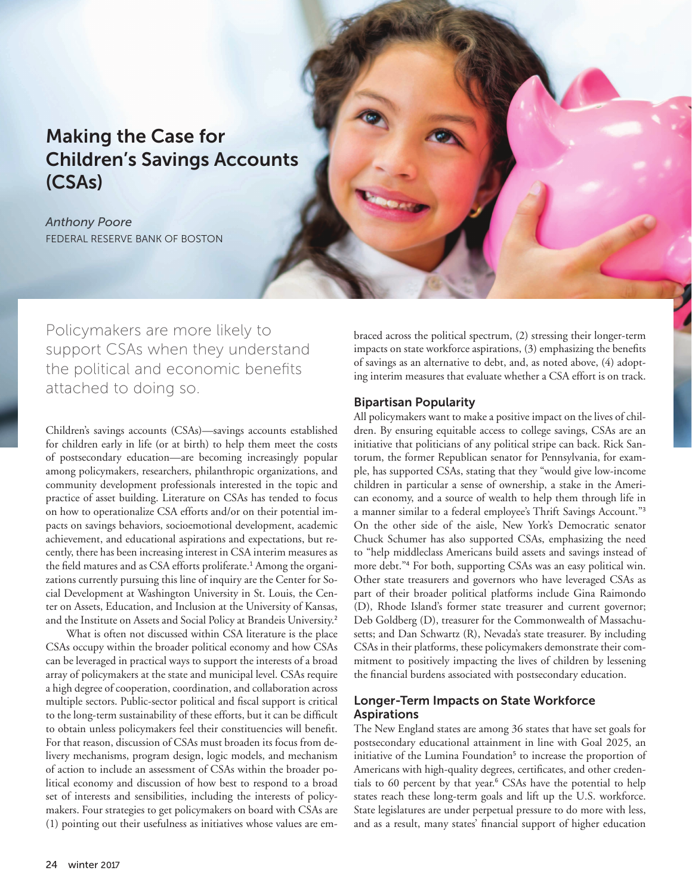# Making the Case for Children's Savings Accounts (CSAs)

*Anthony Poore*
FEDERAL RESERVE BANK OF BOSTON

Policymakers are more likely to support CSAs when they understand the political and economic benefits attached to doing so.

Children's savings accounts (CSAs)—savings accounts established for children early in life (or at birth) to help them meet the costs of postsecondary education—are becoming increasingly popular among policymakers, researchers, philanthropic organizations, and community development professionals interested in the topic and practice of asset building. Literature on CSAs has tended to focus on how to operationalize CSA efforts and/or on their potential impacts on savings behaviors, socioemotional development, academic achievement, and educational aspirations and expectations, but recently, there has been increasing interest in CSA interim measures as the field matures and as CSA efforts proliferate.[1] Among the organizations currently pursuing this line of inquiry are the Center for Social Development at Washington University in St. Louis, the Center on Assets, Education, and Inclusion at the University of Kansas, and the Institute on Assets and Social Policy at Brandeis University.[2]

What is often not discussed within CSA literature is the place CSAs occupy within the broader political economy and how CSAs can be leveraged in practical ways to support the interests of a broad array of policymakers at the state and municipal level. CSAs require a high degree of cooperation, coordination, and collaboration across multiple sectors. Public-sector political and fiscal support is critical to the long-term sustainability of these efforts, but it can be difficult to obtain unless policymakers feel their constituencies will benefit. For that reason, discussion of CSAs must broaden its focus from delivery mechanisms, program design, logic models, and mechanism of action to include an assessment of CSAs within the broader political economy and discussion of how best to respond to a broad set of interests and sensibilities, including the interests of policymakers. Four strategies to get policymakers on board with CSAs are (1) pointing out their usefulness as initiatives whose values are embraced across the political spectrum, (2) stressing their longer-term impacts on state workforce aspirations, (3) emphasizing the benefits of savings as an alternative to debt, and, as noted above, (4) adopting interim measures that evaluate whether a CSA effort is on track.

## Bipartisan Popularity

All policymakers want to make a positive impact on the lives of children. By ensuring equitable access to college savings, CSAs are an initiative that politicians of any political stripe can back. Rick Santorum, the former Republican senator for Pennsylvania, for example, has supported CSAs, stating that they "would give low-income children in particular a sense of ownership, a stake in the American economy, and a source of wealth to help them through life in a manner similar to a federal employee's Thrift Savings Account."[3] On the other side of the aisle, New York's Democratic senator Chuck Schumer has also supported CSAs, emphasizing the need to "help middleclass Americans build assets and savings instead of more debt."[4] For both, supporting CSAs was an easy political win. Other state treasurers and governors who have leveraged CSAs as part of their broader political platforms include Gina Raimondo (D), Rhode Island's former state treasurer and current governor; Deb Goldberg (D), treasurer for the Commonwealth of Massachusetts; and Dan Schwartz (R), Nevada's state treasurer. By including CSAs in their platforms, these policymakers demonstrate their commitment to positively impacting the lives of children by lessening the financial burdens associated with postsecondary education.

## Longer-Term Impacts on State Workforce Aspirations

The New England states are among 36 states that have set goals for postsecondary educational attainment in line with Goal 2025, an initiative of the Lumina Foundation[5] to increase the proportion of Americans with high-quality degrees, certificates, and other credentials to 60 percent by that year.[6] CSAs have the potential to help states reach these long-term goals and lift up the U.S. workforce. State legislatures are under perpetual pressure to do more with less, and as a result, many states' financial support of higher education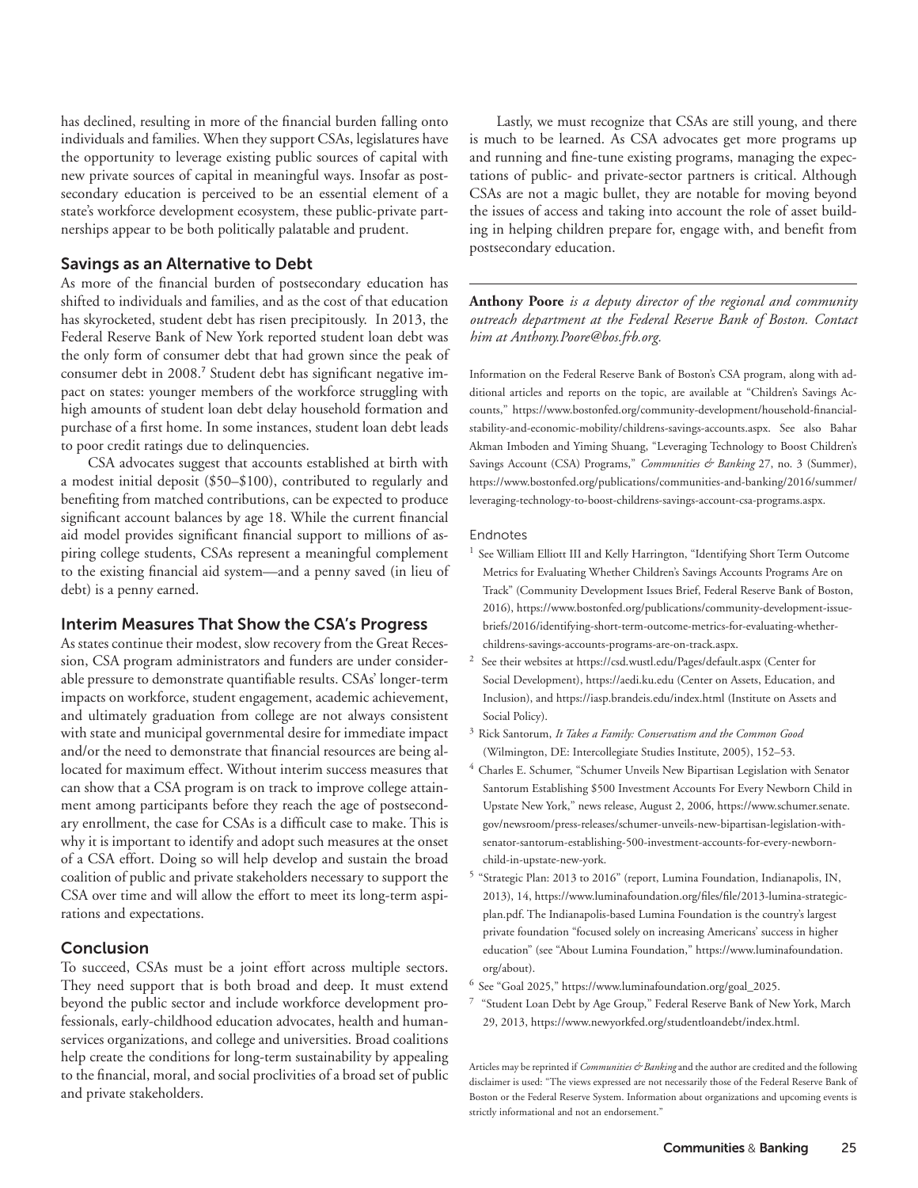has declined, resulting in more of the financial burden falling onto individuals and families. When they support CSAs, legislatures have the opportunity to leverage existing public sources of capital with new private sources of capital in meaningful ways. Insofar as postsecondary education is perceived to be an essential element of a state's workforce development ecosystem, these public-private partnerships appear to be both politically palatable and prudent.

## Savings as an Alternative to Debt

As more of the financial burden of postsecondary education has shifted to individuals and families, and as the cost of that education has skyrocketed, student debt has risen precipitously. In 2013, the Federal Reserve Bank of New York reported student loan debt was the only form of consumer debt that had grown since the peak of consumer debt in 2008.[7] Student debt has significant negative impact on states: younger members of the workforce struggling with high amounts of student loan debt delay household formation and purchase of a first home. In some instances, student loan debt leads to poor credit ratings due to delinquencies.

CSA advocates suggest that accounts established at birth with a modest initial deposit ($50–$100), contributed to regularly and benefiting from matched contributions, can be expected to produce significant account balances by age 18. While the current financial aid model provides significant financial support to millions of aspiring college students, CSAs represent a meaningful complement to the existing financial aid system—and a penny saved (in lieu of debt) is a penny earned.

## Interim Measures That Show the CSA's Progress

As states continue their modest, slow recovery from the Great Recession, CSA program administrators and funders are under considerable pressure to demonstrate quantifiable results. CSAs' longer-term impacts on workforce, student engagement, academic achievement, and ultimately graduation from college are not always consistent with state and municipal governmental desire for immediate impact and/or the need to demonstrate that financial resources are being allocated for maximum effect. Without interim success measures that can show that a CSA program is on track to improve college attainment among participants before they reach the age of postsecondary enrollment, the case for CSAs is a difficult case to make. This is why it is important to identify and adopt such measures at the onset of a CSA effort. Doing so will help develop and sustain the broad coalition of public and private stakeholders necessary to support the CSA over time and will allow the effort to meet its long-term aspirations and expectations.

## Conclusion

To succeed, CSAs must be a joint effort across multiple sectors. They need support that is both broad and deep. It must extend beyond the public sector and include workforce development professionals, early-childhood education advocates, health and human-services organizations, and college and universities. Broad coalitions help create the conditions for long-term sustainability by appealing to the financial, moral, and social proclivities of a broad set of public and private stakeholders.

Lastly, we must recognize that CSAs are still young, and there is much to be learned. As CSA advocates get more programs up and running and fine-tune existing programs, managing the expectations of public- and private-sector partners is critical. Although CSAs are not a magic bullet, they are notable for moving beyond the issues of access and taking into account the role of asset building in helping children prepare for, engage with, and benefit from postsecondary education.

---

**Anthony Poore** *is a deputy director of the regional and community outreach department at the Federal Reserve Bank of Boston. Contact him at Anthony.Poore@bos.frb.org.*

Information on the Federal Reserve Bank of Boston's CSA program, along with additional articles and reports on the topic, are available at "Children's Savings Accounts," https://www.bostonfed.org/community-development/household-financial-stability-and-economic-mobility/childrens-savings-accounts.aspx. See also Bahar Akman Imboden and Yiming Shuang, "Leveraging Technology to Boost Children's Savings Account (CSA) Programs," *Communities & Banking* 27, no. 3 (Summer), https://www.bostonfed.org/publications/communities-and-banking/2016/summer/leveraging-technology-to-boost-childrens-savings-account-csa-programs.aspx.

### Endnotes

1. See William Elliott III and Kelly Harrington, "Identifying Short Term Outcome Metrics for Evaluating Whether Children's Savings Accounts Programs Are on Track" (Community Development Issues Brief, Federal Reserve Bank of Boston, 2016), https://www.bostonfed.org/publications/community-development-issue-briefs/2016/identifying-short-term-outcome-metrics-for-evaluating-whether-childrens-savings-accounts-programs-are-on-track.aspx.
2. See their websites at https://csd.wustl.edu/Pages/default.aspx (Center for Social Development), https://aedi.ku.edu (Center on Assets, Education, and Inclusion), and https://iasp.brandeis.edu/index.html (Institute on Assets and Social Policy).
3. Rick Santorum, *It Takes a Family: Conservatism and the Common Good* (Wilmington, DE: Intercollegiate Studies Institute, 2005), 152–53.
4. Charles E. Schumer, "Schumer Unveils New Bipartisan Legislation with Senator Santorum Establishing $500 Investment Accounts For Every Newborn Child in Upstate New York," news release, August 2, 2006, https://www.schumer.senate.gov/newsroom/press-releases/schumer-unveils-new-bipartisan-legislation-with-senator-santorum-establishing-500-investment-accounts-for-every-newborn-child-in-upstate-new-york.
5. "Strategic Plan: 2013 to 2016" (report, Lumina Foundation, Indianapolis, IN, 2013), 14, https://www.luminafoundation.org/files/file/2013-lumina-strategic-plan.pdf. The Indianapolis-based Lumina Foundation is the country's largest private foundation "focused solely on increasing Americans' success in higher education" (see "About Lumina Foundation," https://www.luminafoundation.org/about).
6. See "Goal 2025," https://www.luminafoundation.org/goal_2025.
7. "Student Loan Debt by Age Group," Federal Reserve Bank of New York, March 29, 2013, https://www.newyorkfed.org/studentloandebt/index.html.

Articles may be reprinted if *Communities & Banking* and the author are credited and the following disclaimer is used: "The views expressed are not necessarily those of the Federal Reserve Bank of Boston or the Federal Reserve System. Information about organizations and upcoming events is strictly informational and not an endorsement."